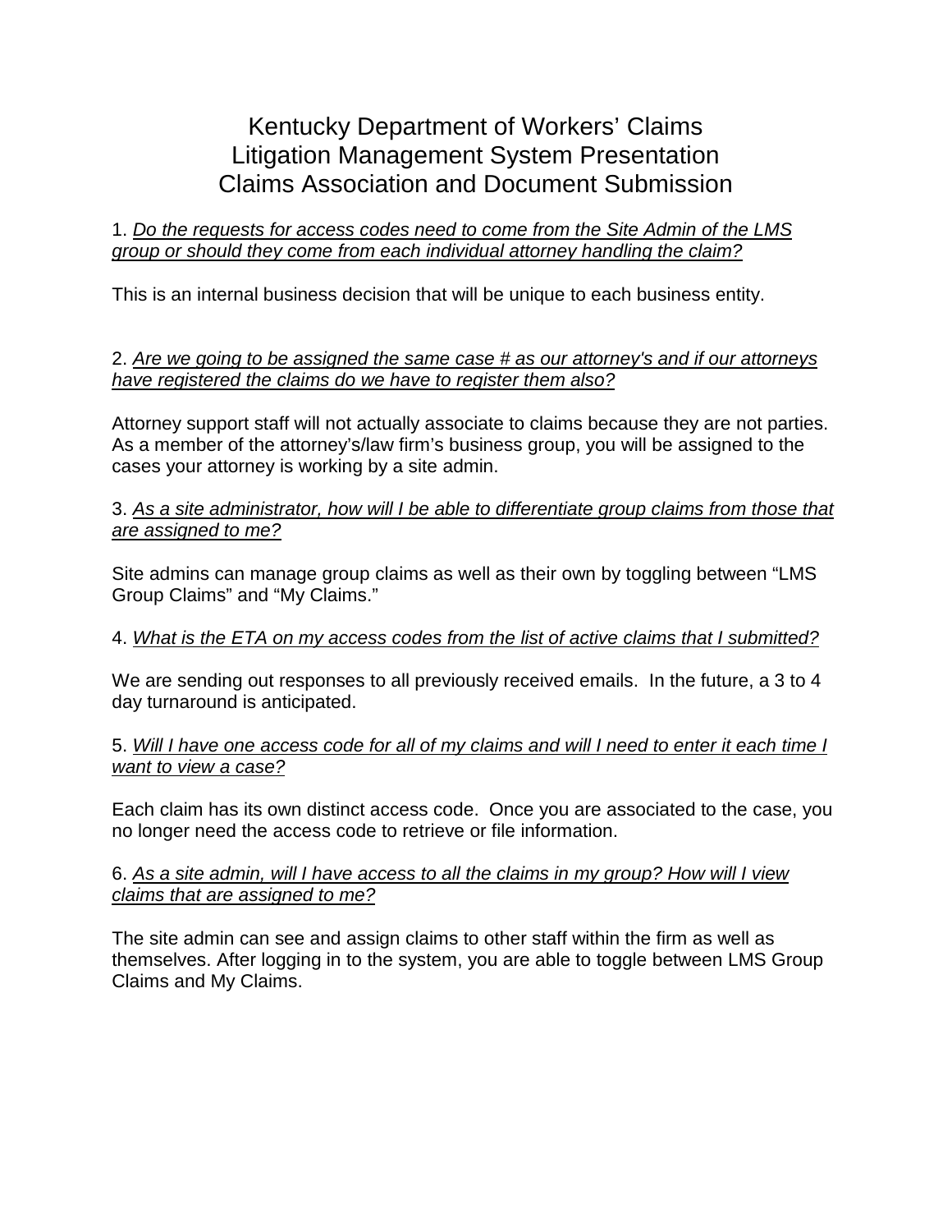# Kentucky Department of Workers' Claims
# Litigation Management System Presentation
# Claims Association and Document Submission

1. *Do the requests for access codes need to come from the Site Admin of the LMS group or should they come from each individual attorney handling the claim?*

This is an internal business decision that will be unique to each business entity.

2. *Are we going to be assigned the same case # as our attorney's and if our attorneys have registered the claims do we have to register them also?*

Attorney support staff will not actually associate to claims because they are not parties. As a member of the attorney's/law firm's business group, you will be assigned to the cases your attorney is working by a site admin.

3. *As a site administrator, how will I be able to differentiate group claims from those that are assigned to me?*

Site admins can manage group claims as well as their own by toggling between "LMS Group Claims" and "My Claims."

4. *What is the ETA on my access codes from the list of active claims that I submitted?*

We are sending out responses to all previously received emails. In the future, a 3 to 4 day turnaround is anticipated.

5. *Will I have one access code for all of my claims and will I need to enter it each time I want to view a case?*

Each claim has its own distinct access code. Once you are associated to the case, you no longer need the access code to retrieve or file information.

6. *As a site admin, will I have access to all the claims in my group? How will I view claims that are assigned to me?*

The site admin can see and assign claims to other staff within the firm as well as themselves. After logging in to the system, you are able to toggle between LMS Group Claims and My Claims.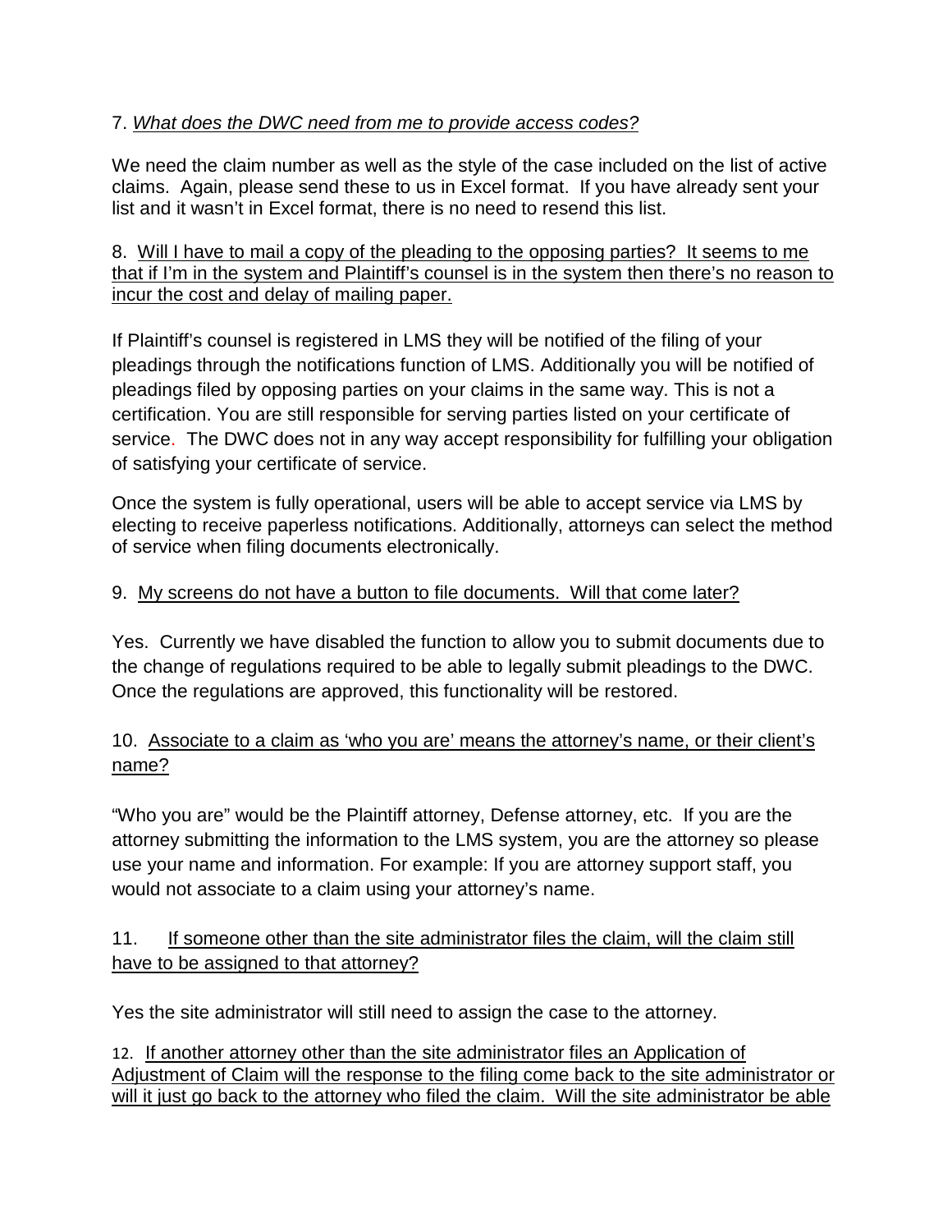7. *What does the DWC need from me to provide access codes?*

We need the claim number as well as the style of the case included on the list of active claims. Again, please send these to us in Excel format. If you have already sent your list and it wasn't in Excel format, there is no need to resend this list.

8. Will I have to mail a copy of the pleading to the opposing parties? It seems to me that if I'm in the system and Plaintiff's counsel is in the system then there's no reason to incur the cost and delay of mailing paper.

If Plaintiff's counsel is registered in LMS they will be notified of the filing of your pleadings through the notifications function of LMS. Additionally you will be notified of pleadings filed by opposing parties on your claims in the same way. This is not a certification. You are still responsible for serving parties listed on your certificate of service. The DWC does not in any way accept responsibility for fulfilling your obligation of satisfying your certificate of service.

Once the system is fully operational, users will be able to accept service via LMS by electing to receive paperless notifications. Additionally, attorneys can select the method of service when filing documents electronically.

9. My screens do not have a button to file documents. Will that come later?

Yes. Currently we have disabled the function to allow you to submit documents due to the change of regulations required to be able to legally submit pleadings to the DWC. Once the regulations are approved, this functionality will be restored.

10. Associate to a claim as 'who you are' means the attorney's name, or their client's name?

"Who you are" would be the Plaintiff attorney, Defense attorney, etc. If you are the attorney submitting the information to the LMS system, you are the attorney so please use your name and information. For example: If you are attorney support staff, you would not associate to a claim using your attorney's name.

11. If someone other than the site administrator files the claim, will the claim still have to be assigned to that attorney?

Yes the site administrator will still need to assign the case to the attorney.

12. If another attorney other than the site administrator files an Application of Adjustment of Claim will the response to the filing come back to the site administrator or will it just go back to the attorney who filed the claim. Will the site administrator be able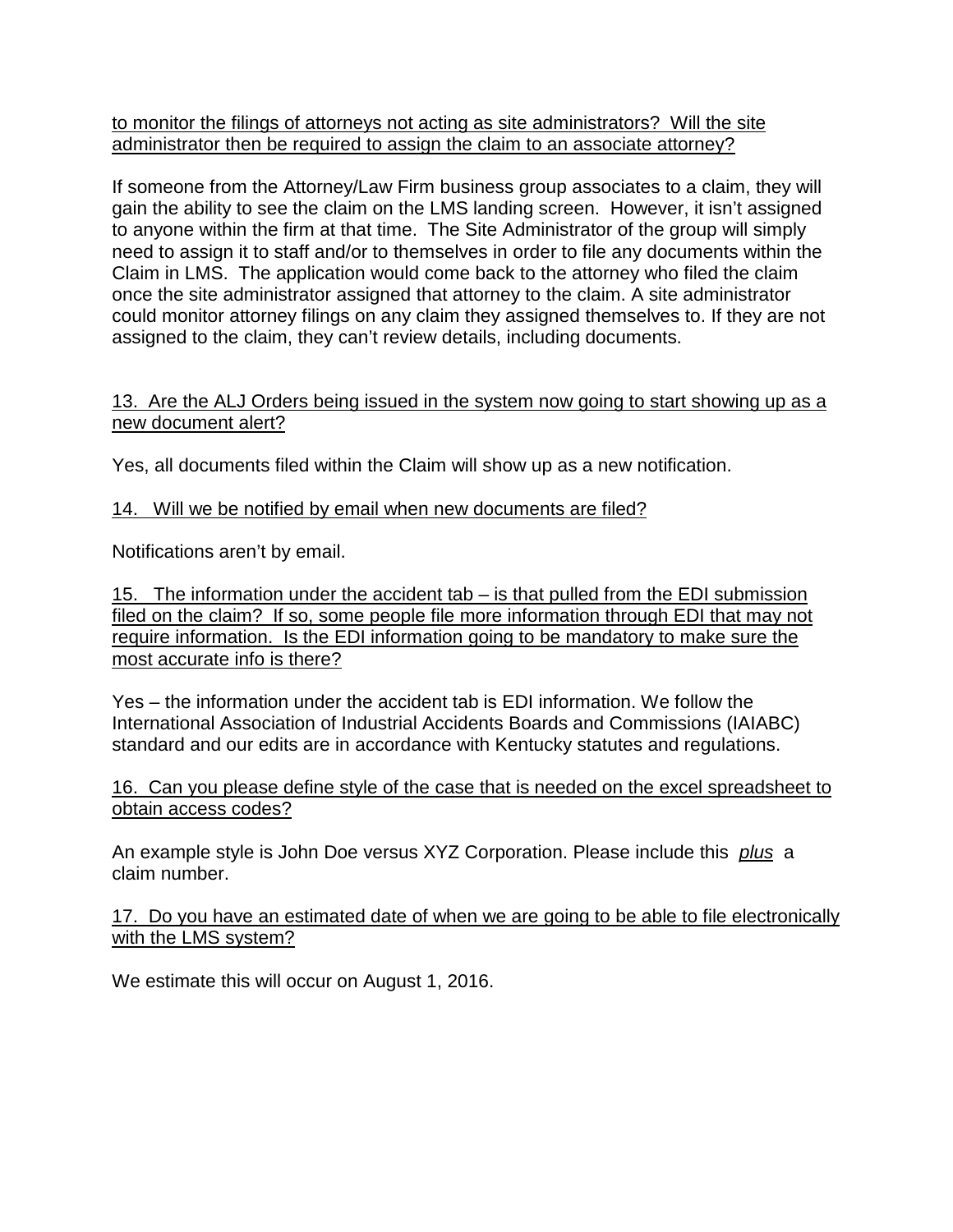<u>to monitor the filings of attorneys not acting as site administrators? Will the site administrator then be required to assign the claim to an associate attorney?</u>

If someone from the Attorney/Law Firm business group associates to a claim, they will gain the ability to see the claim on the LMS landing screen. However, it isn't assigned to anyone within the firm at that time. The Site Administrator of the group will simply need to assign it to staff and/or to themselves in order to file any documents within the Claim in LMS. The application would come back to the attorney who filed the claim once the site administrator assigned that attorney to the claim. A site administrator could monitor attorney filings on any claim they assigned themselves to. If they are not assigned to the claim, they can't review details, including documents.

<u>13. Are the ALJ Orders being issued in the system now going to start showing up as a new document alert?</u>

Yes, all documents filed within the Claim will show up as a new notification.

<u>14. Will we be notified by email when new documents are filed?</u>

Notifications aren't by email.

<u>15. The information under the accident tab – is that pulled from the EDI submission filed on the claim? If so, some people file more information through EDI that may not require information. Is the EDI information going to be mandatory to make sure the most accurate info is there?</u>

Yes – the information under the accident tab is EDI information. We follow the International Association of Industrial Accidents Boards and Commissions (IAIABC) standard and our edits are in accordance with Kentucky statutes and regulations.

<u>16. Can you please define style of the case that is needed on the excel spreadsheet to obtain access codes?</u>

An example style is John Doe versus XYZ Corporation. Please include this <u>*plus*</u> a claim number.

<u>17. Do you have an estimated date of when we are going to be able to file electronically with the LMS system?</u>

We estimate this will occur on August 1, 2016.